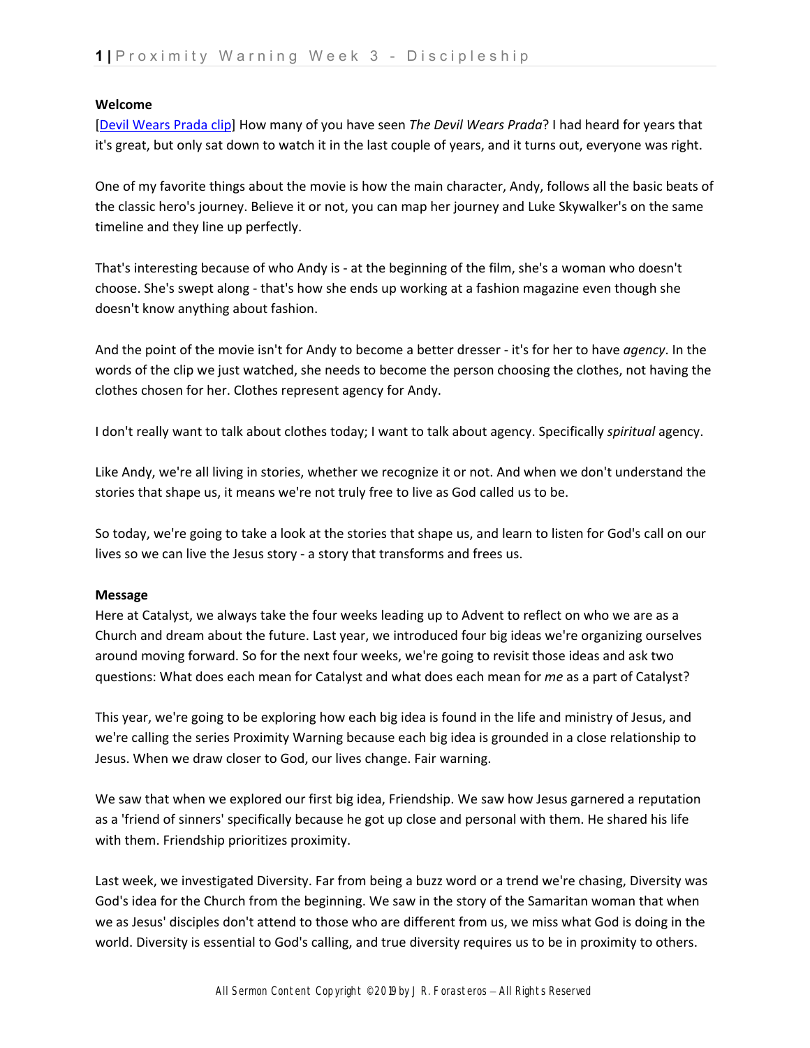**Welcome**

[Devil Wears Prada clip] How many of you have seen *The Devil Wears Prada*? I had heard for years that it's great, but only sat down to watch it in the last couple of years, and it turns out, everyone was right.

One of my favorite things about the movie is how the main character, Andy, follows all the basic beats of the classic hero's journey. Believe it or not, you can map her journey and Luke Skywalker's on the same timeline and they line up perfectly.

That's interesting because of who Andy is - at the beginning of the film, she's a woman who doesn't choose. She's swept along - that's how she ends up working at a fashion magazine even though she doesn't know anything about fashion.

And the point of the movie isn't for Andy to become a better dresser - it's for her to have *agency*. In the words of the clip we just watched, she needs to become the person choosing the clothes, not having the clothes chosen for her. Clothes represent agency for Andy.

I don't really want to talk about clothes today; I want to talk about agency. Specifically *spiritual* agency.

Like Andy, we're all living in stories, whether we recognize it or not. And when we don't understand the stories that shape us, it means we're not truly free to live as God called us to be.

So today, we're going to take a look at the stories that shape us, and learn to listen for God's call on our lives so we can live the Jesus story - a story that transforms and frees us.

**Message**

Here at Catalyst, we always take the four weeks leading up to Advent to reflect on who we are as a Church and dream about the future. Last year, we introduced four big ideas we're organizing ourselves around moving forward. So for the next four weeks, we're going to revisit those ideas and ask two questions: What does each mean for Catalyst and what does each mean for *me* as a part of Catalyst?

This year, we're going to be exploring how each big idea is found in the life and ministry of Jesus, and we're calling the series Proximity Warning because each big idea is grounded in a close relationship to Jesus. When we draw closer to God, our lives change. Fair warning.

We saw that when we explored our first big idea, Friendship. We saw how Jesus garnered a reputation as a 'friend of sinners' specifically because he got up close and personal with them. He shared his life with them. Friendship prioritizes proximity.

Last week, we investigated Diversity. Far from being a buzz word or a trend we're chasing, Diversity was God's idea for the Church from the beginning. We saw in the story of the Samaritan woman that when we as Jesus' disciples don't attend to those who are different from us, we miss what God is doing in the world. Diversity is essential to God's calling, and true diversity requires us to be in proximity to others.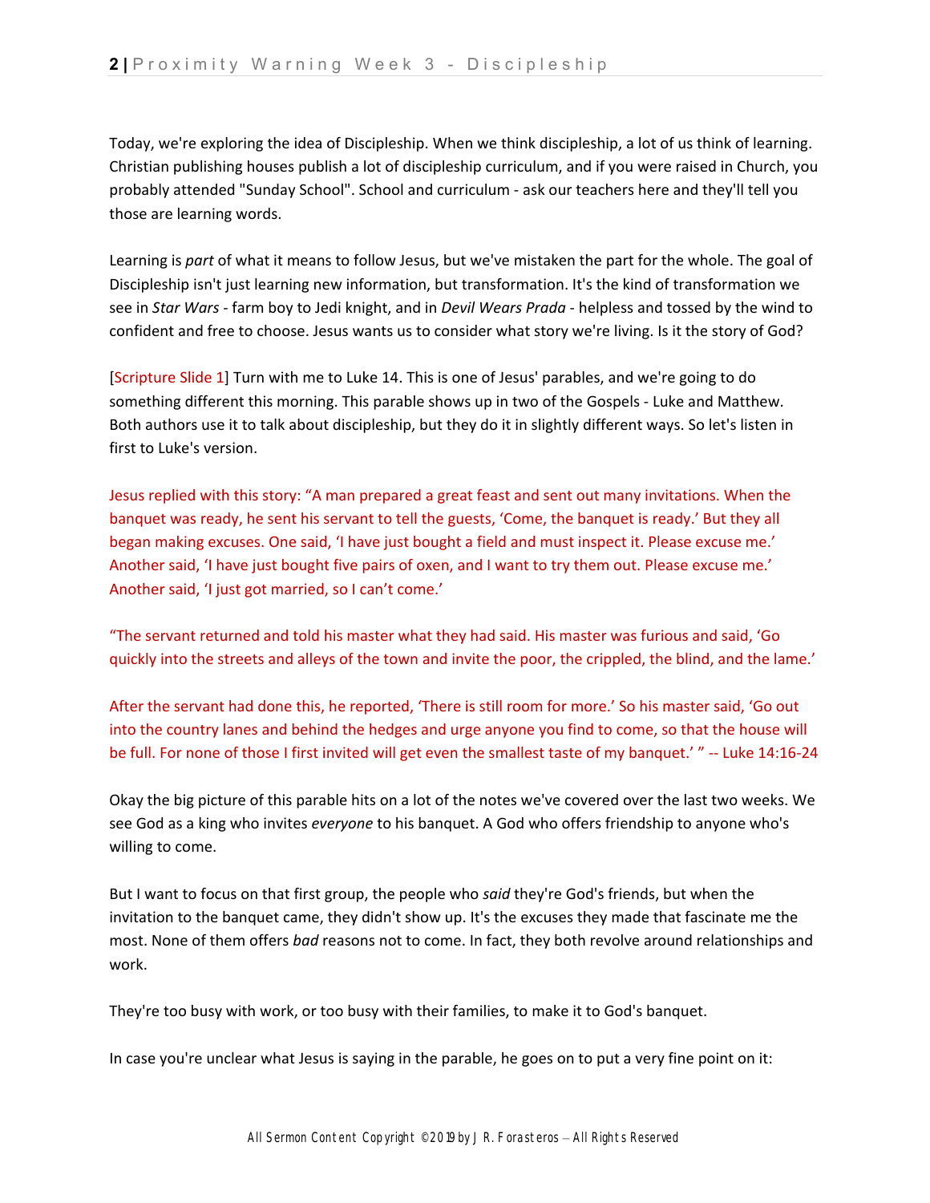Today, we're exploring the idea of Discipleship. When we think discipleship, a lot of us think of learning. Christian publishing houses publish a lot of discipleship curriculum, and if you were raised in Church, you probably attended "Sunday School". School and curriculum - ask our teachers here and they'll tell you those are learning words.

Learning is *part* of what it means to follow Jesus, but we've mistaken the part for the whole. The goal of Discipleship isn't just learning new information, but transformation. It's the kind of transformation we see in *Star Wars* - farm boy to Jedi knight, and in *Devil Wears Prada* - helpless and tossed by the wind to confident and free to choose. Jesus wants us to consider what story we're living. Is it the story of God?

[Scripture Slide 1] Turn with me to Luke 14. This is one of Jesus' parables, and we're going to do something different this morning. This parable shows up in two of the Gospels - Luke and Matthew. Both authors use it to talk about discipleship, but they do it in slightly different ways. So let's listen in first to Luke's version.

Jesus replied with this story: "A man prepared a great feast and sent out many invitations. When the banquet was ready, he sent his servant to tell the guests, 'Come, the banquet is ready.' But they all began making excuses. One said, 'I have just bought a field and must inspect it. Please excuse me.' Another said, 'I have just bought five pairs of oxen, and I want to try them out. Please excuse me.' Another said, 'I just got married, so I can't come.'

"The servant returned and told his master what they had said. His master was furious and said, 'Go quickly into the streets and alleys of the town and invite the poor, the crippled, the blind, and the lame.'

After the servant had done this, he reported, 'There is still room for more.' So his master said, 'Go out into the country lanes and behind the hedges and urge anyone you find to come, so that the house will be full. For none of those I first invited will get even the smallest taste of my banquet.' " -- Luke 14:16-24

Okay the big picture of this parable hits on a lot of the notes we've covered over the last two weeks. We see God as a king who invites *everyone* to his banquet. A God who offers friendship to anyone who's willing to come.

But I want to focus on that first group, the people who *said* they're God's friends, but when the invitation to the banquet came, they didn't show up. It's the excuses they made that fascinate me the most. None of them offers *bad* reasons not to come. In fact, they both revolve around relationships and work.

They're too busy with work, or too busy with their families, to make it to God's banquet.

In case you're unclear what Jesus is saying in the parable, he goes on to put a very fine point on it: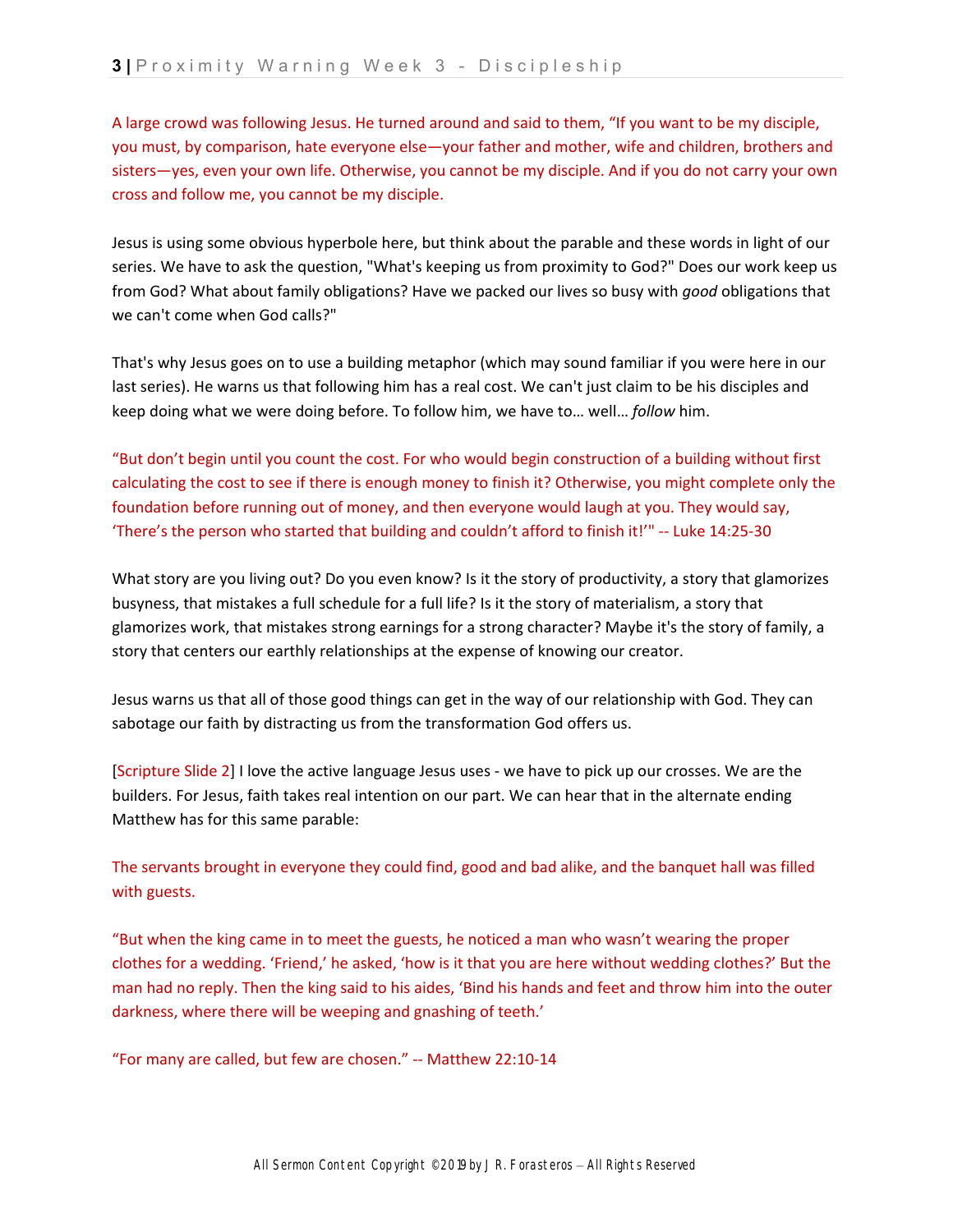A large crowd was following Jesus. He turned around and said to them, "If you want to be my disciple, you must, by comparison, hate everyone else—your father and mother, wife and children, brothers and sisters—yes, even your own life. Otherwise, you cannot be my disciple. And if you do not carry your own cross and follow me, you cannot be my disciple.

Jesus is using some obvious hyperbole here, but think about the parable and these words in light of our series. We have to ask the question, "What's keeping us from proximity to God?" Does our work keep us from God? What about family obligations? Have we packed our lives so busy with *good* obligations that we can't come when God calls?"

That's why Jesus goes on to use a building metaphor (which may sound familiar if you were here in our last series). He warns us that following him has a real cost. We can't just claim to be his disciples and keep doing what we were doing before. To follow him, we have to… well… *follow* him.

"But don't begin until you count the cost. For who would begin construction of a building without first calculating the cost to see if there is enough money to finish it? Otherwise, you might complete only the foundation before running out of money, and then everyone would laugh at you. They would say, 'There's the person who started that building and couldn't afford to finish it!'" -- Luke 14:25-30

What story are you living out? Do you even know? Is it the story of productivity, a story that glamorizes busyness, that mistakes a full schedule for a full life? Is it the story of materialism, a story that glamorizes work, that mistakes strong earnings for a strong character? Maybe it's the story of family, a story that centers our earthly relationships at the expense of knowing our creator.

Jesus warns us that all of those good things can get in the way of our relationship with God. They can sabotage our faith by distracting us from the transformation God offers us.

[Scripture Slide 2] I love the active language Jesus uses - we have to pick up our crosses. We are the builders. For Jesus, faith takes real intention on our part. We can hear that in the alternate ending Matthew has for this same parable:

The servants brought in everyone they could find, good and bad alike, and the banquet hall was filled with guests.

"But when the king came in to meet the guests, he noticed a man who wasn't wearing the proper clothes for a wedding. 'Friend,' he asked, 'how is it that you are here without wedding clothes?' But the man had no reply. Then the king said to his aides, 'Bind his hands and feet and throw him into the outer darkness, where there will be weeping and gnashing of teeth.'

"For many are called, but few are chosen." -- Matthew 22:10-14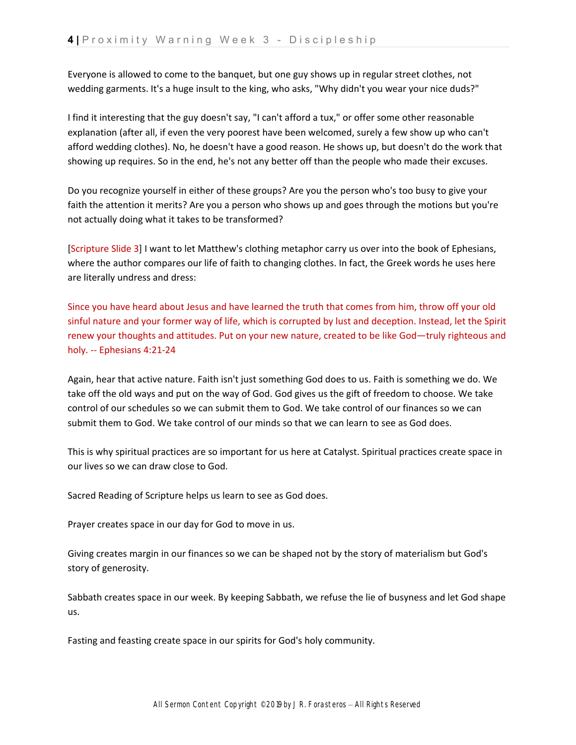Everyone is allowed to come to the banquet, but one guy shows up in regular street clothes, not wedding garments. It's a huge insult to the king, who asks, "Why didn't you wear your nice duds?"

I find it interesting that the guy doesn't say, "I can't afford a tux," or offer some other reasonable explanation (after all, if even the very poorest have been welcomed, surely a few show up who can't afford wedding clothes). No, he doesn't have a good reason. He shows up, but doesn't do the work that showing up requires. So in the end, he's not any better off than the people who made their excuses.

Do you recognize yourself in either of these groups? Are you the person who's too busy to give your faith the attention it merits? Are you a person who shows up and goes through the motions but you're not actually doing what it takes to be transformed?

[Scripture Slide 3] I want to let Matthew's clothing metaphor carry us over into the book of Ephesians, where the author compares our life of faith to changing clothes. In fact, the Greek words he uses here are literally undress and dress:

Since you have heard about Jesus and have learned the truth that comes from him, throw off your old sinful nature and your former way of life, which is corrupted by lust and deception. Instead, let the Spirit renew your thoughts and attitudes. Put on your new nature, created to be like God—truly righteous and holy. -- Ephesians 4:21-24

Again, hear that active nature. Faith isn't just something God does to us. Faith is something we do. We take off the old ways and put on the way of God. God gives us the gift of freedom to choose. We take control of our schedules so we can submit them to God. We take control of our finances so we can submit them to God. We take control of our minds so that we can learn to see as God does.

This is why spiritual practices are so important for us here at Catalyst. Spiritual practices create space in our lives so we can draw close to God.

Sacred Reading of Scripture helps us learn to see as God does.

Prayer creates space in our day for God to move in us.

Giving creates margin in our finances so we can be shaped not by the story of materialism but God's story of generosity.

Sabbath creates space in our week. By keeping Sabbath, we refuse the lie of busyness and let God shape us.

Fasting and feasting create space in our spirits for God's holy community.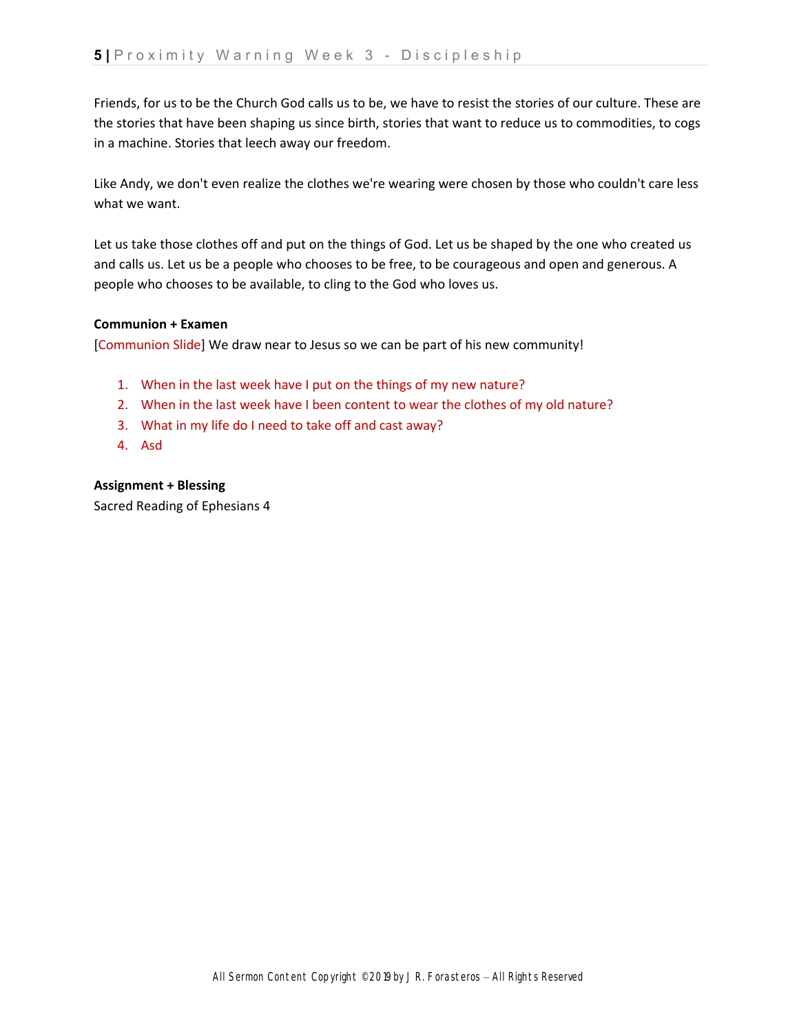Friends, for us to be the Church God calls us to be, we have to resist the stories of our culture. These are the stories that have been shaping us since birth, stories that want to reduce us to commodities, to cogs in a machine. Stories that leech away our freedom.

Like Andy, we don't even realize the clothes we're wearing were chosen by those who couldn't care less what we want.

Let us take those clothes off and put on the things of God. Let us be shaped by the one who created us and calls us. Let us be a people who chooses to be free, to be courageous and open and generous. A people who chooses to be available, to cling to the God who loves us.

**Communion + Examen**

[Communion Slide] We draw near to Jesus so we can be part of his new community!

1. When in the last week have I put on the things of my new nature?
2. When in the last week have I been content to wear the clothes of my old nature?
3. What in my life do I need to take off and cast away?
4. Asd

**Assignment + Blessing**

Sacred Reading of Ephesians 4